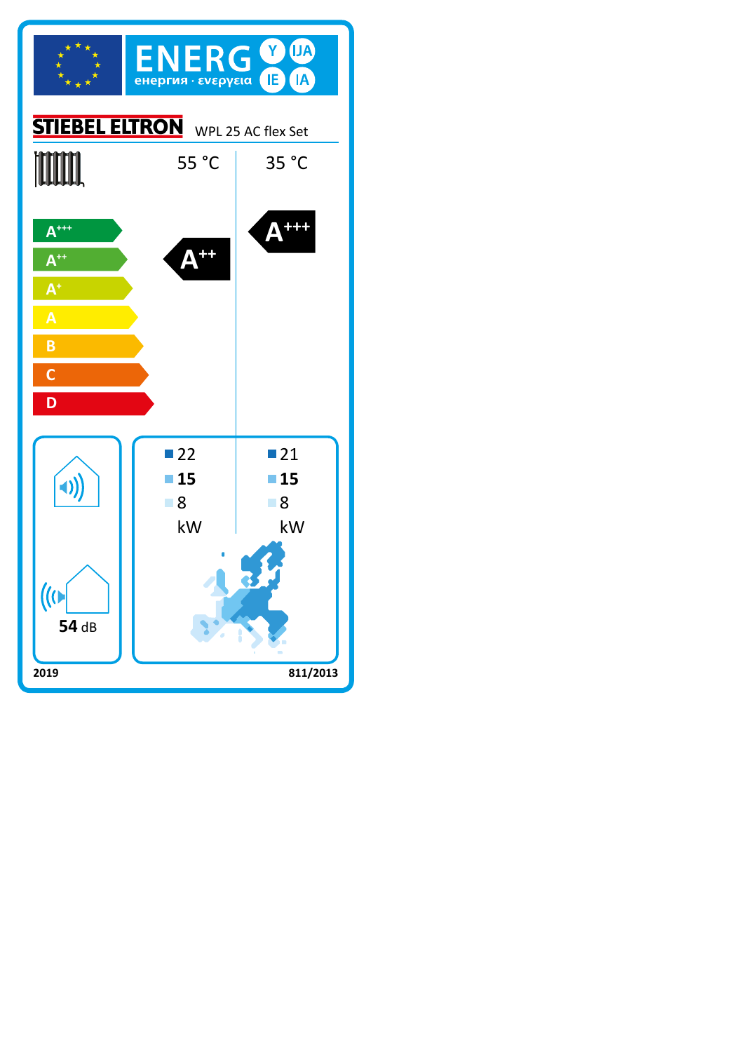# ENERG Y IJA IE IA

енергия · ενεργεια

**STIEBEL ELTRON** WPL 25 AC flex Set

| | 55 °C | 35 °C |
|---|---|---|
| Energy efficiency class | A++ | A+++ |
| ■ | 22 | 21 |
| ■ | **15** | **15** |
| ■ | 8 | 8 |
| | kW | kW |

Scale: A+++, A++, A+, A, B, C, D

**54** dB

2019

811/2013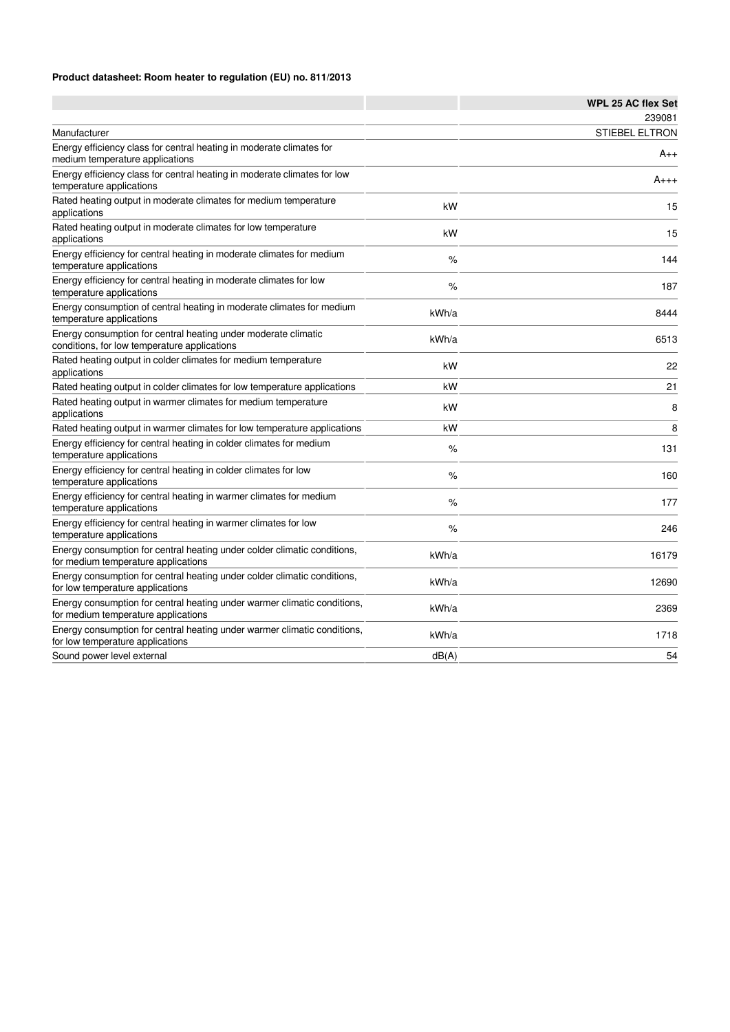**Product datasheet: Room heater to regulation (EU) no. 811/2013**

| | | WPL 25 AC flex Set |
|---|---|---|
| | | 239081 |
| Manufacturer | | STIEBEL ELTRON |
| Energy efficiency class for central heating in moderate climates for medium temperature applications | | A++ |
| Energy efficiency class for central heating in moderate climates for low temperature applications | | A+++ |
| Rated heating output in moderate climates for medium temperature applications | kW | 15 |
| Rated heating output in moderate climates for low temperature applications | kW | 15 |
| Energy efficiency for central heating in moderate climates for medium temperature applications | % | 144 |
| Energy efficiency for central heating in moderate climates for low temperature applications | % | 187 |
| Energy consumption of central heating in moderate climates for medium temperature applications | kWh/a | 8444 |
| Energy consumption for central heating under moderate climatic conditions, for low temperature applications | kWh/a | 6513 |
| Rated heating output in colder climates for medium temperature applications | kW | 22 |
| Rated heating output in colder climates for low temperature applications | kW | 21 |
| Rated heating output in warmer climates for medium temperature applications | kW | 8 |
| Rated heating output in warmer climates for low temperature applications | kW | 8 |
| Energy efficiency for central heating in colder climates for medium temperature applications | % | 131 |
| Energy efficiency for central heating in colder climates for low temperature applications | % | 160 |
| Energy efficiency for central heating in warmer climates for medium temperature applications | % | 177 |
| Energy efficiency for central heating in warmer climates for low temperature applications | % | 246 |
| Energy consumption for central heating under colder climatic conditions, for medium temperature applications | kWh/a | 16179 |
| Energy consumption for central heating under colder climatic conditions, for low temperature applications | kWh/a | 12690 |
| Energy consumption for central heating under warmer climatic conditions, for medium temperature applications | kWh/a | 2369 |
| Energy consumption for central heating under warmer climatic conditions, for low temperature applications | kWh/a | 1718 |
| Sound power level external | dB(A) | 54 |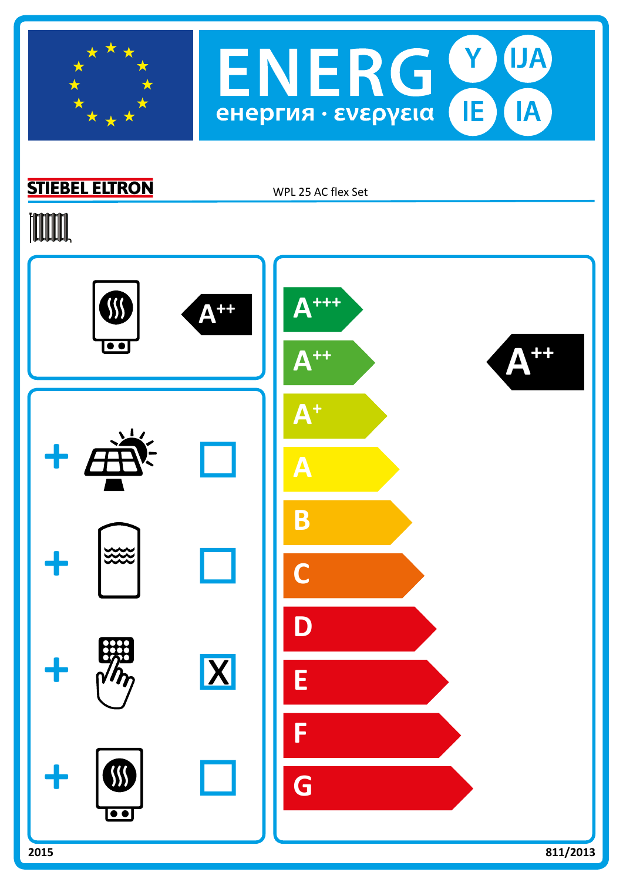# ENERG Y IJA IE IA

енергия · ενεργεια

**STIEBEL ELTRON** WPL 25 AC flex Set

A++

| | |
|---|---|
| + | ☐ |
| + | ☐ |
| + | X |
| + | ☐ |

A+++

A++

A+

A

B

C

D

E

F

G

**A++**

2015

811/2013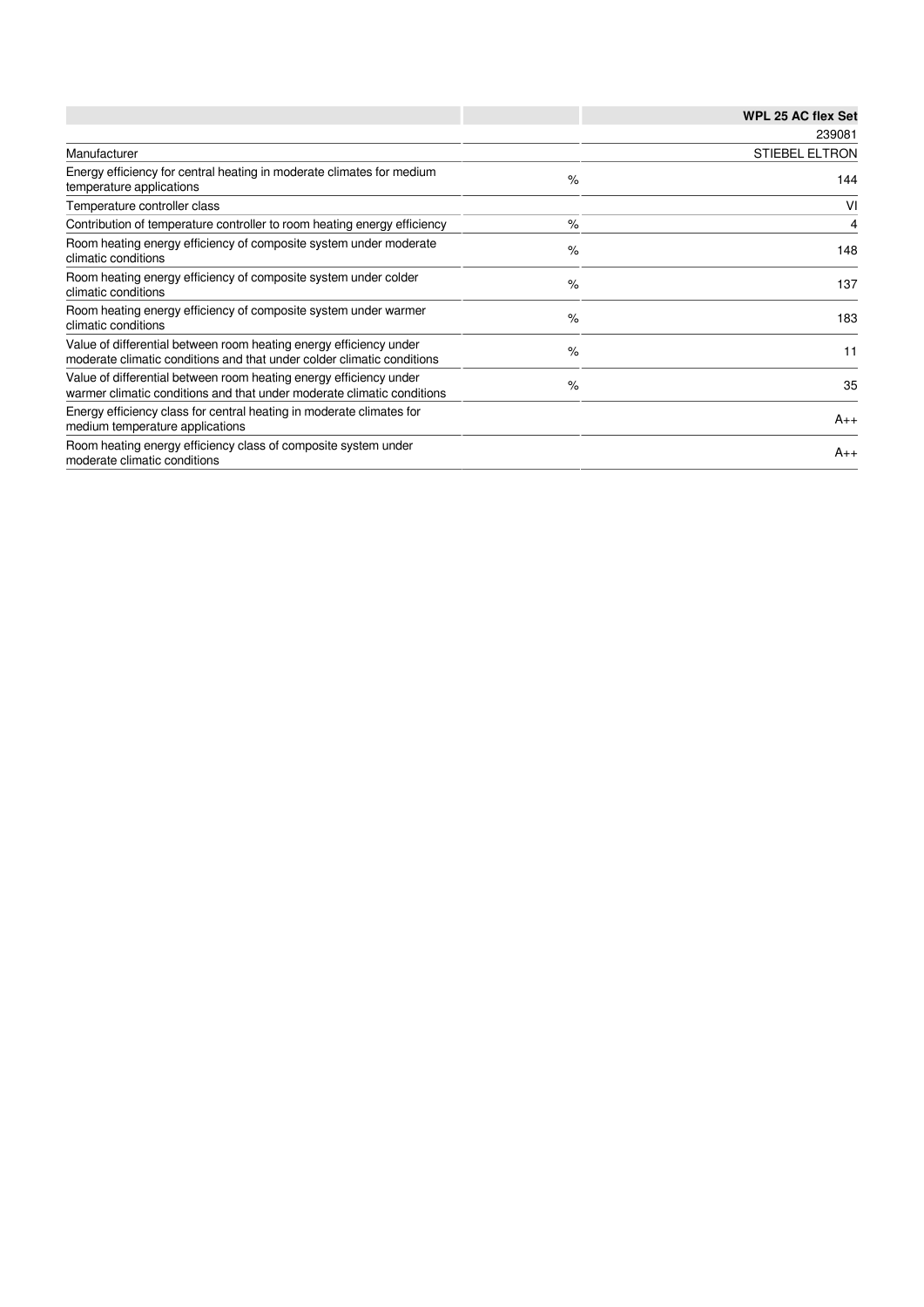| | | WPL 25 AC flex Set |
|---|---|---|
| | | 239081 |
| Manufacturer | | STIEBEL ELTRON |
| Energy efficiency for central heating in moderate climates for medium temperature applications | % | 144 |
| Temperature controller class | | VI |
| Contribution of temperature controller to room heating energy efficiency | % | 4 |
| Room heating energy efficiency of composite system under moderate climatic conditions | % | 148 |
| Room heating energy efficiency of composite system under colder climatic conditions | % | 137 |
| Room heating energy efficiency of composite system under warmer climatic conditions | % | 183 |
| Value of differential between room heating energy efficiency under moderate climatic conditions and that under colder climatic conditions | % | 11 |
| Value of differential between room heating energy efficiency under warmer climatic conditions and that under moderate climatic conditions | % | 35 |
| Energy efficiency class for central heating in moderate climates for medium temperature applications | | A++ |
| Room heating energy efficiency class of composite system under moderate climatic conditions | | A++ |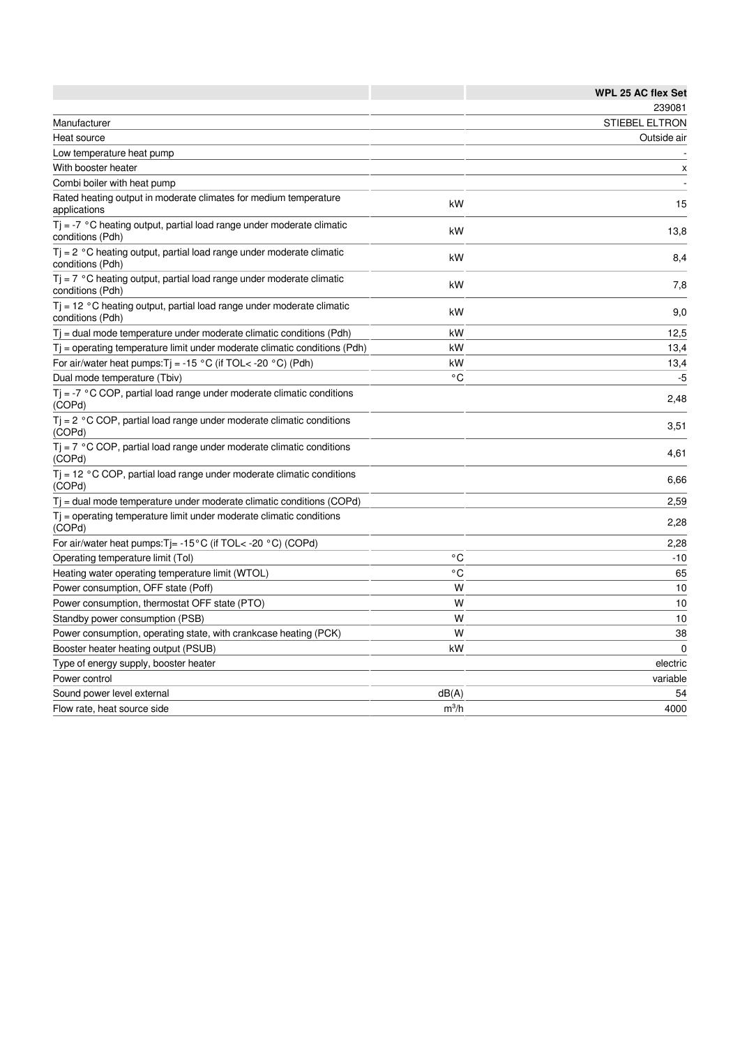| | | WPL 25 AC flex Set |
|---|---|---|
| | | 239081 |
| Manufacturer | | STIEBEL ELTRON |
| Heat source | | Outside air |
| Low temperature heat pump | | - |
| With booster heater | | x |
| Combi boiler with heat pump | | - |
| Rated heating output in moderate climates for medium temperature applications | kW | 15 |
| Tj = -7 °C heating output, partial load range under moderate climatic conditions (Pdh) | kW | 13,8 |
| Tj = 2 °C heating output, partial load range under moderate climatic conditions (Pdh) | kW | 8,4 |
| Tj = 7 °C heating output, partial load range under moderate climatic conditions (Pdh) | kW | 7,8 |
| Tj = 12 °C heating output, partial load range under moderate climatic conditions (Pdh) | kW | 9,0 |
| Tj = dual mode temperature under moderate climatic conditions (Pdh) | kW | 12,5 |
| Tj = operating temperature limit under moderate climatic conditions (Pdh) | kW | 13,4 |
| For air/water heat pumps:Tj = -15 °C (if TOL< -20 °C) (Pdh) | kW | 13,4 |
| Dual mode temperature (Tbiv) | °C | -5 |
| Tj = -7 °C COP, partial load range under moderate climatic conditions (COPd) | | 2,48 |
| Tj = 2 °C COP, partial load range under moderate climatic conditions (COPd) | | 3,51 |
| Tj = 7 °C COP, partial load range under moderate climatic conditions (COPd) | | 4,61 |
| Tj = 12 °C COP, partial load range under moderate climatic conditions (COPd) | | 6,66 |
| Tj = dual mode temperature under moderate climatic conditions (COPd) | | 2,59 |
| Tj = operating temperature limit under moderate climatic conditions (COPd) | | 2,28 |
| For air/water heat pumps:Tj= -15°C (if TOL< -20 °C) (COPd) | | 2,28 |
| Operating temperature limit (Tol) | °C | -10 |
| Heating water operating temperature limit (WTOL) | °C | 65 |
| Power consumption, OFF state (Poff) | W | 10 |
| Power consumption, thermostat OFF state (PTO) | W | 10 |
| Standby power consumption (PSB) | W | 10 |
| Power consumption, operating state, with crankcase heating (PCK) | W | 38 |
| Booster heater heating output (PSUB) | kW | 0 |
| Type of energy supply, booster heater | | electric |
| Power control | | variable |
| Sound power level external | dB(A) | 54 |
| Flow rate, heat source side | $m^3/h$ | 4000 |